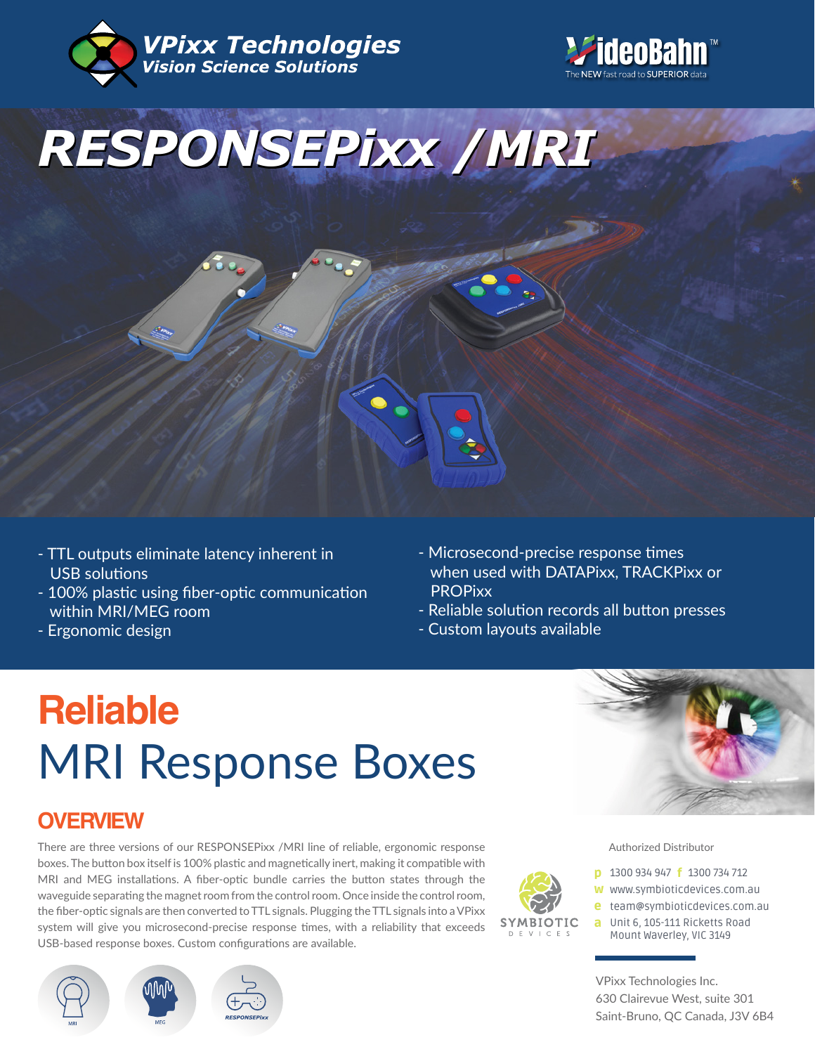VPixx Technologies
Vision Science Solutions

VideoBahn™
The NEW fast road to SUPERIOR data

# RESPONSEPixx /MRI

- TTL outputs eliminate latency inherent in USB solutions
- 100% plastic using fiber-optic communication within MRI/MEG room
- Ergonomic design
- Microsecond-precise response times when used with DATAPixx, TRACKPixx or PROPixx
- Reliable solution records all button presses
- Custom layouts available

## Reliable
## MRI Response Boxes

### OVERVIEW

There are three versions of our RESPONSEPixx /MRI line of reliable, ergonomic response boxes. The button box itself is 100% plastic and magnetically inert, making it compatible with MRI and MEG installations. A fiber-optic bundle carries the button states through the waveguide separating the magnet room from the control room. Once inside the control room, the fiber-optic signals are then converted to TTL signals. Plugging the TTL signals into a VPixx system will give you microsecond-precise response times, with a reliability that exceeds USB-based response boxes. Custom configurations are available.

MRI MEG RESPONSEPixx

Authorized Distributor

SYMBIOTIC DEVICES

p 1300 934 947 f 1300 734 712
w www.symbioticdevices.com.au
e team@symbioticdevices.com.au
a Unit 6, 105-111 Ricketts Road
Mount Waverley, VIC 3149

VPixx Technologies Inc.
630 Clairevue West, suite 301
Saint-Bruno, QC Canada, J3V 6B4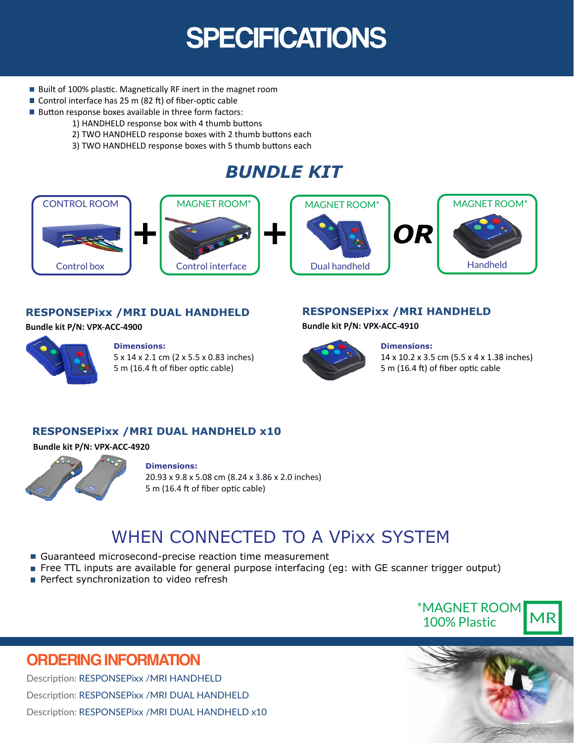# SPECIFICATIONS

- Built of 100% plastic. Magnetically RF inert in the magnet room
- Control interface has 25 m (82 ft) of fiber-optic cable
- Button response boxes available in three form factors:
  1) HANDHELD response box with 4 thumb buttons
  2) TWO HANDHELD response boxes with 2 thumb buttons each
  3) TWO HANDHELD response boxes with 5 thumb buttons each

## *BUNDLE KIT*

CONTROL ROOM
Control box

+

MAGNET ROOM*
Control interface

+

MAGNET ROOM*
Dual handheld

**OR**

MAGNET ROOM*
Handheld

### RESPONSEPixx /MRI DUAL HANDHELD

**Bundle kit P/N: VPX-ACC-4900**

**Dimensions:**
5 x 14 x 2.1 cm (2 x 5.5 x 0.83 inches)
5 m (16.4 ft of fiber optic cable)

### RESPONSEPixx /MRI HANDHELD

**Bundle kit P/N: VPX-ACC-4910**

**Dimensions:**
14 x 10.2 x 3.5 cm (5.5 x 4 x 1.38 inches)
5 m (16.4 ft) of fiber optic cable

### RESPONSEPixx /MRI DUAL HANDHELD x10

**Bundle kit P/N: VPX-ACC-4920**

**Dimensions:**
20.93 x 9.8 x 5.08 cm (8.24 x 3.86 x 2.0 inches)
5 m (16.4 ft of fiber optic cable)

## WHEN CONNECTED TO A VPixx SYSTEM

- Guaranteed microsecond-precise reaction time measurement
- Free TTL inputs are available for general purpose interfacing (eg: with GE scanner trigger output)
- Perfect synchronization to video refresh

*MAGNET ROOM
100% Plastic
MR

## ORDERING INFORMATION

Description: RESPONSEPixx /MRI HANDHELD

Description: RESPONSEPixx /MRI DUAL HANDHELD

Description: RESPONSEPixx /MRI DUAL HANDHELD x10